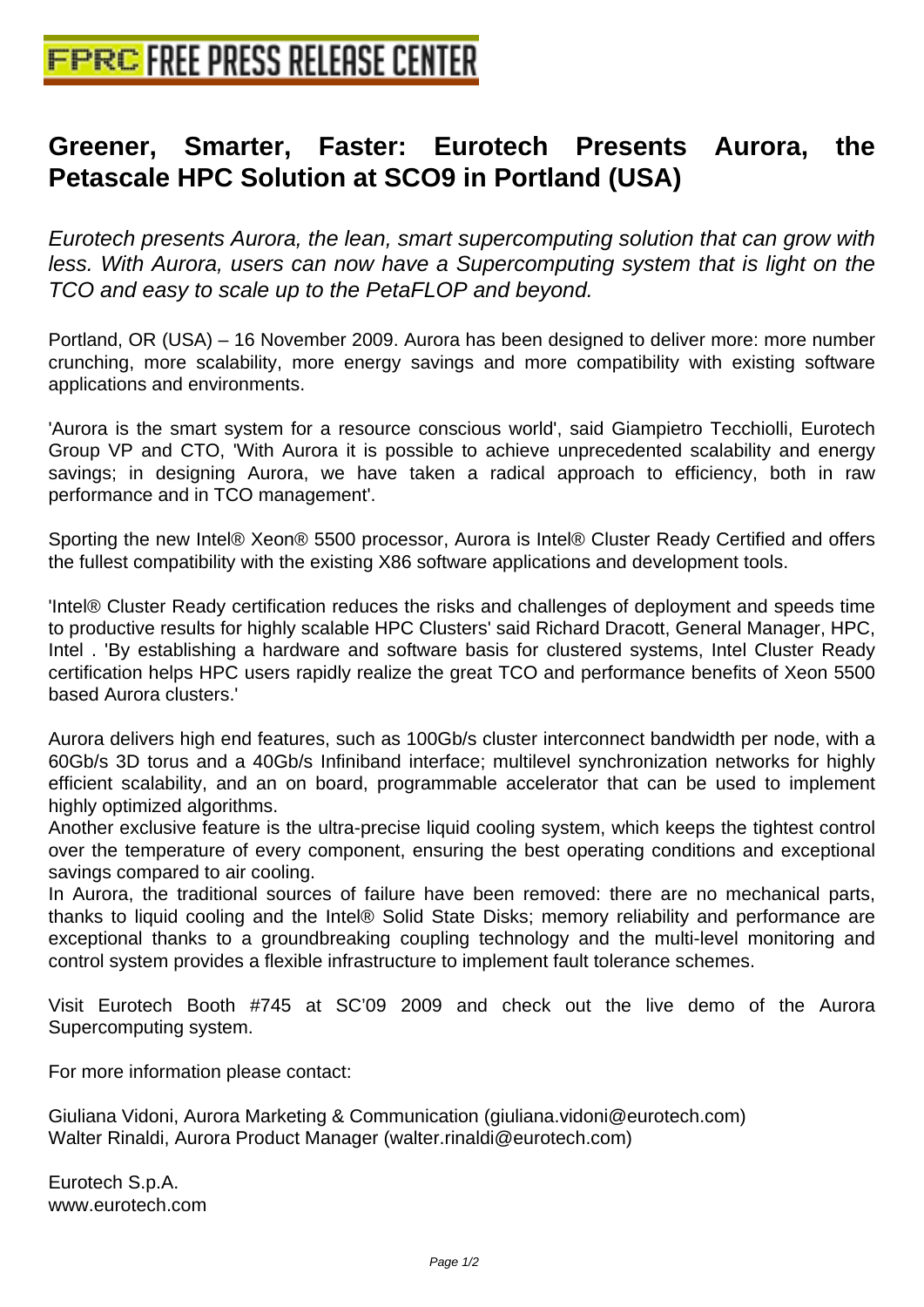# Greener, Smarter, Faster: Eurotech Presents Aurora, the Petascale HPC Solution at SCO9 in Portland (USA)

*Eurotech presents Aurora, the lean, smart supercomputing solution that can grow with less. With Aurora, users can now have a Supercomputing system that is light on the TCO and easy to scale up to the PetaFLOP and beyond.*

Portland, OR (USA) – 16 November 2009. Aurora has been designed to deliver more: more number crunching, more scalability, more energy savings and more compatibility with existing software applications and environments.

'Aurora is the smart system for a resource conscious world', said Giampietro Tecchiolli, Eurotech Group VP and CTO, 'With Aurora it is possible to achieve unprecedented scalability and energy savings; in designing Aurora, we have taken a radical approach to efficiency, both in raw performance and in TCO management'.

Sporting the new Intel® Xeon® 5500 processor, Aurora is Intel® Cluster Ready Certified and offers the fullest compatibility with the existing X86 software applications and development tools.

'Intel® Cluster Ready certification reduces the risks and challenges of deployment and speeds time to productive results for highly scalable HPC Clusters' said Richard Dracott, General Manager, HPC, Intel . 'By establishing a hardware and software basis for clustered systems, Intel Cluster Ready certification helps HPC users rapidly realize the great TCO and performance benefits of Xeon 5500 based Aurora clusters.'

Aurora delivers high end features, such as 100Gb/s cluster interconnect bandwidth per node, with a 60Gb/s 3D torus and a 40Gb/s Infiniband interface; multilevel synchronization networks for highly efficient scalability, and an on board, programmable accelerator that can be used to implement highly optimized algorithms.
Another exclusive feature is the ultra-precise liquid cooling system, which keeps the tightest control over the temperature of every component, ensuring the best operating conditions and exceptional savings compared to air cooling.
In Aurora, the traditional sources of failure have been removed: there are no mechanical parts, thanks to liquid cooling and the Intel® Solid State Disks; memory reliability and performance are exceptional thanks to a groundbreaking coupling technology and the multi-level monitoring and control system provides a flexible infrastructure to implement fault tolerance schemes.

Visit Eurotech Booth #745 at SC'09 2009 and check out the live demo of the Aurora Supercomputing system.

For more information please contact:

Giuliana Vidoni, Aurora Marketing & Communication (giuliana.vidoni@eurotech.com)
Walter Rinaldi, Aurora Product Manager (walter.rinaldi@eurotech.com)

Eurotech S.p.A.
www.eurotech.com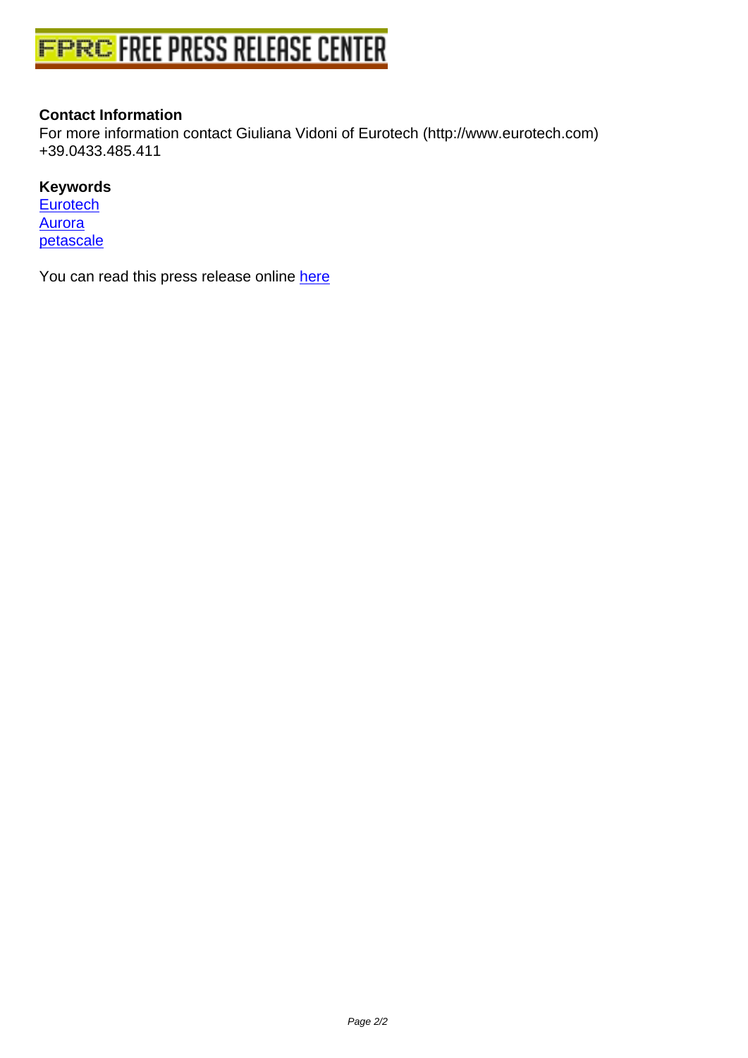**Contact Information**
For more information contact Giuliana Vidoni of Eurotech (http://www.eurotech.com)
+39.0433.485.411

**Keywords**
Eurotech
Aurora
petascale

You can read this press release online here